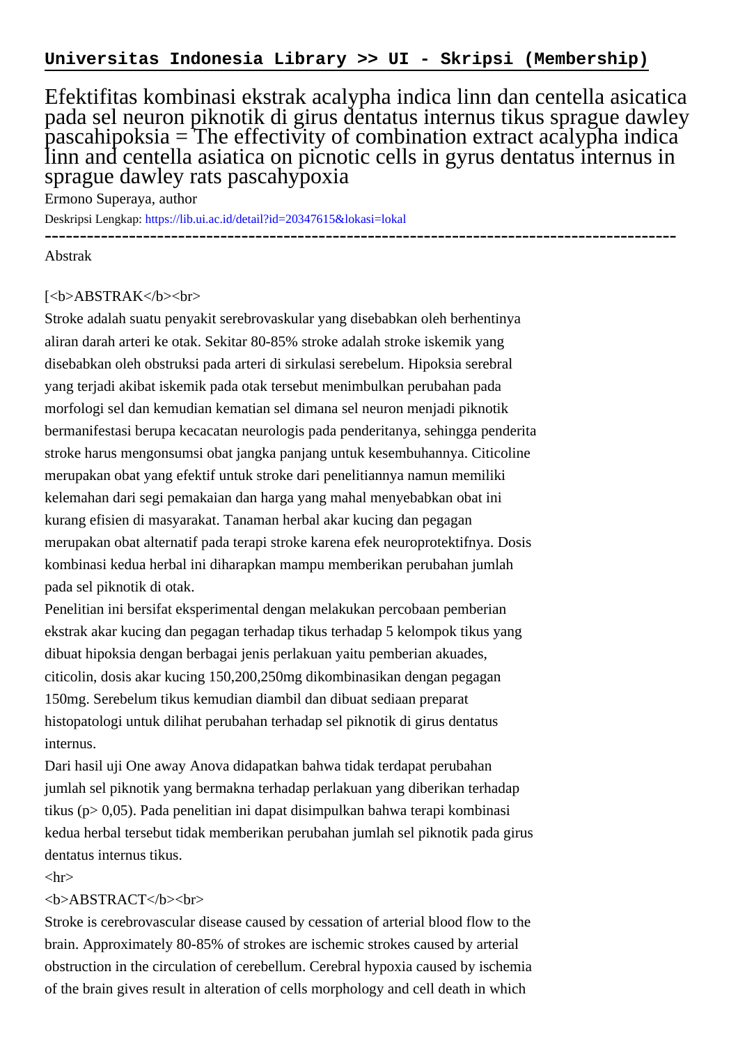**Universitas Indonesia Library >> UI - Skripsi (Membership)**

# Efektifitas kombinasi ekstrak acalypha indica linn dan centella asicatica pada sel neuron piknotik di girus dentatus internus tikus sprague dawley pascahipoksia = The effectivity of combination extract acalypha indica linn and centella asiatica on picnotic cells in gyrus dentatus internus in sprague dawley rats pascahypoxia

Ermono Superaya, author

Deskripsi Lengkap: https://lib.ui.ac.id/detail?id=20347615&lokasi=lokal

------------------------------------------------------------------------------------------

Abstrak

[<b>ABSTRAK</b><br>

Stroke adalah suatu penyakit serebrovaskular yang disebabkan oleh berhentinya aliran darah arteri ke otak. Sekitar 80-85% stroke adalah stroke iskemik yang disebabkan oleh obstruksi pada arteri di sirkulasi serebelum. Hipoksia serebral yang terjadi akibat iskemik pada otak tersebut menimbulkan perubahan pada morfologi sel dan kemudian kematian sel dimana sel neuron menjadi piknotik bermanifestasi berupa kecacatan neurologis pada penderitanya, sehingga penderita stroke harus mengonsumsi obat jangka panjang untuk kesembuhannya. Citicoline merupakan obat yang efektif untuk stroke dari penelitiannya namun memiliki kelemahan dari segi pemakaian dan harga yang mahal menyebabkan obat ini kurang efisien di masyarakat. Tanaman herbal akar kucing dan pegagan merupakan obat alternatif pada terapi stroke karena efek neuroprotektifnya. Dosis kombinasi kedua herbal ini diharapkan mampu memberikan perubahan jumlah pada sel piknotik di otak.

Penelitian ini bersifat eksperimental dengan melakukan percobaan pemberian ekstrak akar kucing dan pegagan terhadap tikus terhadap 5 kelompok tikus yang dibuat hipoksia dengan berbagai jenis perlakuan yaitu pemberian akuades, citicolin, dosis akar kucing 150,200,250mg dikombinasikan dengan pegagan 150mg. Serebelum tikus kemudian diambil dan dibuat sediaan preparat histopatologi untuk dilihat perubahan terhadap sel piknotik di girus dentatus internus.

Dari hasil uji One away Anova didapatkan bahwa tidak terdapat perubahan jumlah sel piknotik yang bermakna terhadap perlakuan yang diberikan terhadap tikus (p> 0,05). Pada penelitian ini dapat disimpulkan bahwa terapi kombinasi kedua herbal tersebut tidak memberikan perubahan jumlah sel piknotik pada girus dentatus internus tikus.

<hr>

<b>ABSTRACT</b><br>

Stroke is cerebrovascular disease caused by cessation of arterial blood flow to the brain. Approximately 80-85% of strokes are ischemic strokes caused by arterial obstruction in the circulation of cerebellum. Cerebral hypoxia caused by ischemia of the brain gives result in alteration of cells morphology and cell death in which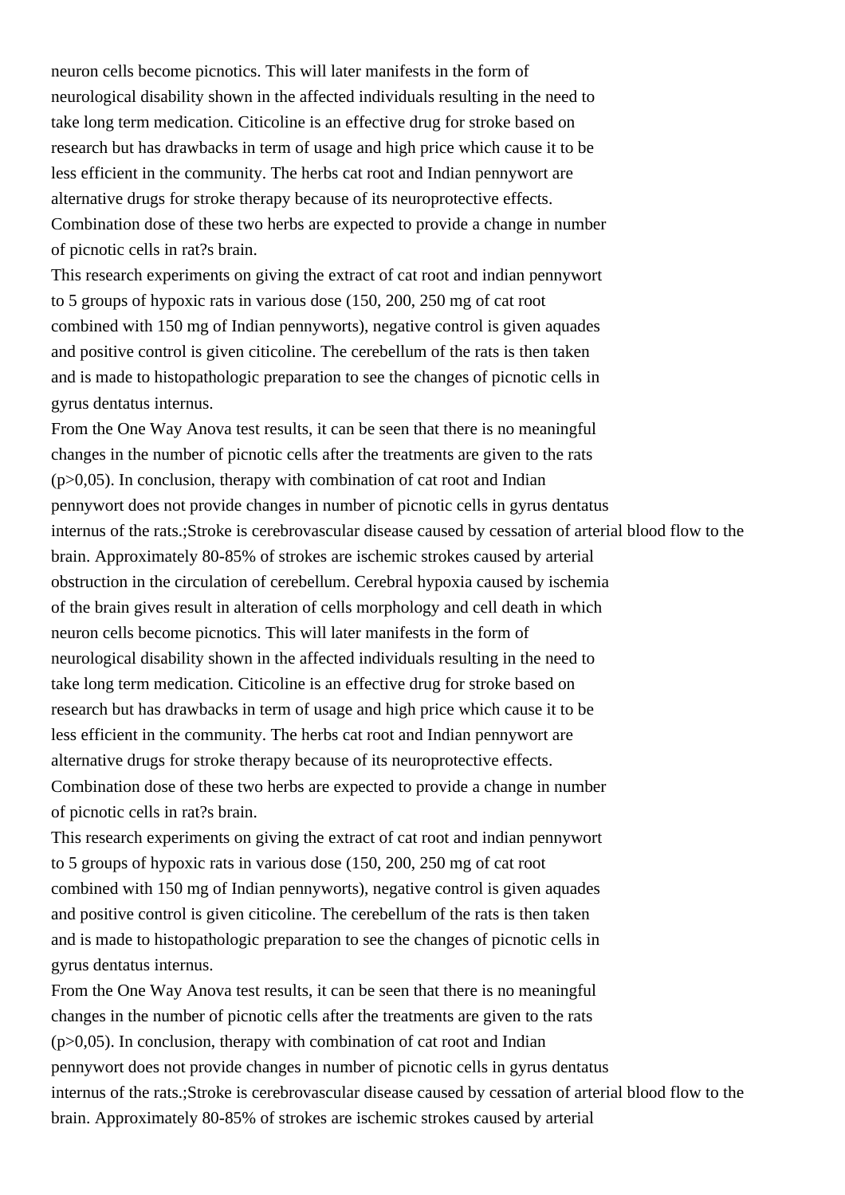neuron cells become picnotics. This will later manifests in the form of neurological disability shown in the affected individuals resulting in the need to take long term medication. Citicoline is an effective drug for stroke based on research but has drawbacks in term of usage and high price which cause it to be less efficient in the community. The herbs cat root and Indian pennywort are alternative drugs for stroke therapy because of its neuroprotective effects. Combination dose of these two herbs are expected to provide a change in number of picnotic cells in rat?s brain.

This research experiments on giving the extract of cat root and indian pennywort to 5 groups of hypoxic rats in various dose (150, 200, 250 mg of cat root combined with 150 mg of Indian pennyworts), negative control is given aquades and positive control is given citicoline. The cerebellum of the rats is then taken and is made to histopathologic preparation to see the changes of picnotic cells in gyrus dentatus internus.

From the One Way Anova test results, it can be seen that there is no meaningful changes in the number of picnotic cells after the treatments are given to the rats ($p>0,05$). In conclusion, therapy with combination of cat root and Indian pennywort does not provide changes in number of picnotic cells in gyrus dentatus internus of the rats.;Stroke is cerebrovascular disease caused by cessation of arterial blood flow to the brain. Approximately 80-85% of strokes are ischemic strokes caused by arterial obstruction in the circulation of cerebellum. Cerebral hypoxia caused by ischemia of the brain gives result in alteration of cells morphology and cell death in which neuron cells become picnotics. This will later manifests in the form of neurological disability shown in the affected individuals resulting in the need to take long term medication. Citicoline is an effective drug for stroke based on research but has drawbacks in term of usage and high price which cause it to be less efficient in the community. The herbs cat root and Indian pennywort are alternative drugs for stroke therapy because of its neuroprotective effects. Combination dose of these two herbs are expected to provide a change in number of picnotic cells in rat?s brain.

This research experiments on giving the extract of cat root and indian pennywort to 5 groups of hypoxic rats in various dose (150, 200, 250 mg of cat root combined with 150 mg of Indian pennyworts), negative control is given aquades and positive control is given citicoline. The cerebellum of the rats is then taken and is made to histopathologic preparation to see the changes of picnotic cells in gyrus dentatus internus.

From the One Way Anova test results, it can be seen that there is no meaningful changes in the number of picnotic cells after the treatments are given to the rats ($p>0,05$). In conclusion, therapy with combination of cat root and Indian pennywort does not provide changes in number of picnotic cells in gyrus dentatus internus of the rats.;Stroke is cerebrovascular disease caused by cessation of arterial blood flow to the brain. Approximately 80-85% of strokes are ischemic strokes caused by arterial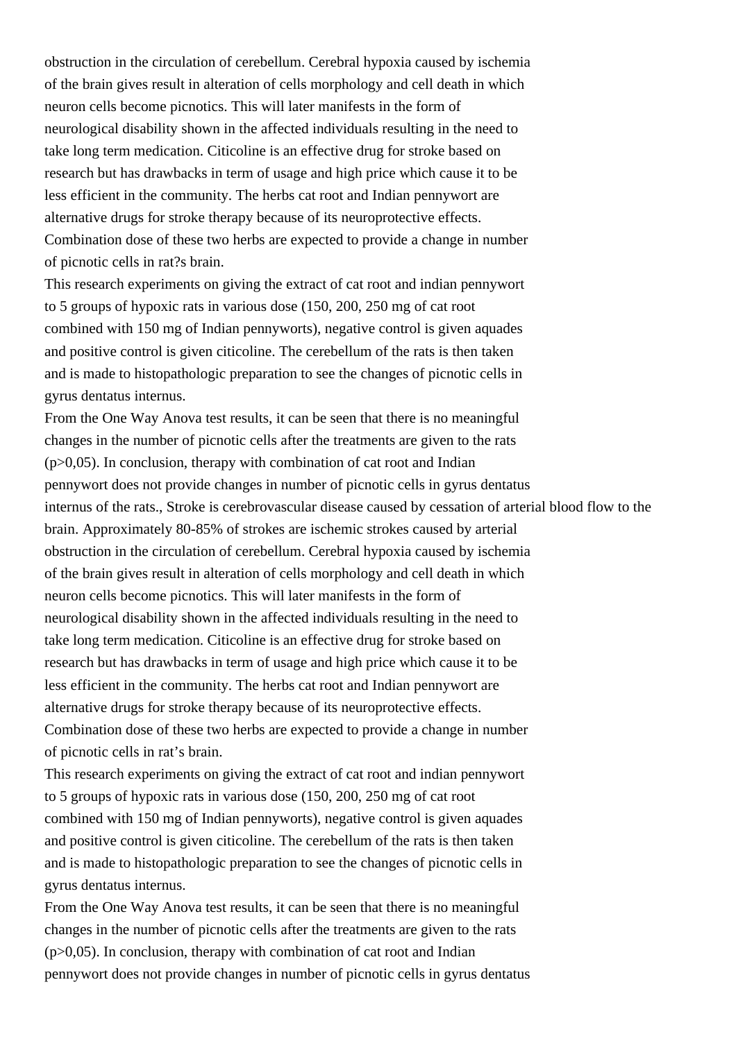obstruction in the circulation of cerebellum. Cerebral hypoxia caused by ischemia
of the brain gives result in alteration of cells morphology and cell death in which
neuron cells become picnotics. This will later manifests in the form of
neurological disability shown in the affected individuals resulting in the need to
take long term medication. Citicoline is an effective drug for stroke based on
research but has drawbacks in term of usage and high price which cause it to be
less efficient in the community. The herbs cat root and Indian pennywort are
alternative drugs for stroke therapy because of its neuroprotective effects.
Combination dose of these two herbs are expected to provide a change in number
of picnotic cells in rat?s brain.
This research experiments on giving the extract of cat root and indian pennywort
to 5 groups of hypoxic rats in various dose (150, 200, 250 mg of cat root
combined with 150 mg of Indian pennyworts), negative control is given aquades
and positive control is given citicoline. The cerebellum of the rats is then taken
and is made to histopathologic preparation to see the changes of picnotic cells in
gyrus dentatus internus.
From the One Way Anova test results, it can be seen that there is no meaningful
changes in the number of picnotic cells after the treatments are given to the rats
(p>0,05). In conclusion, therapy with combination of cat root and Indian
pennywort does not provide changes in number of picnotic cells in gyrus dentatus
internus of the rats., Stroke is cerebrovascular disease caused by cessation of arterial blood flow to the
brain. Approximately 80-85% of strokes are ischemic strokes caused by arterial
obstruction in the circulation of cerebellum. Cerebral hypoxia caused by ischemia
of the brain gives result in alteration of cells morphology and cell death in which
neuron cells become picnotics. This will later manifests in the form of
neurological disability shown in the affected individuals resulting in the need to
take long term medication. Citicoline is an effective drug for stroke based on
research but has drawbacks in term of usage and high price which cause it to be
less efficient in the community. The herbs cat root and Indian pennywort are
alternative drugs for stroke therapy because of its neuroprotective effects.
Combination dose of these two herbs are expected to provide a change in number
of picnotic cells in rat's brain.
This research experiments on giving the extract of cat root and indian pennywort
to 5 groups of hypoxic rats in various dose (150, 200, 250 mg of cat root
combined with 150 mg of Indian pennyworts), negative control is given aquades
and positive control is given citicoline. The cerebellum of the rats is then taken
and is made to histopathologic preparation to see the changes of picnotic cells in
gyrus dentatus internus.
From the One Way Anova test results, it can be seen that there is no meaningful
changes in the number of picnotic cells after the treatments are given to the rats
(p>0,05). In conclusion, therapy with combination of cat root and Indian
pennywort does not provide changes in number of picnotic cells in gyrus dentatus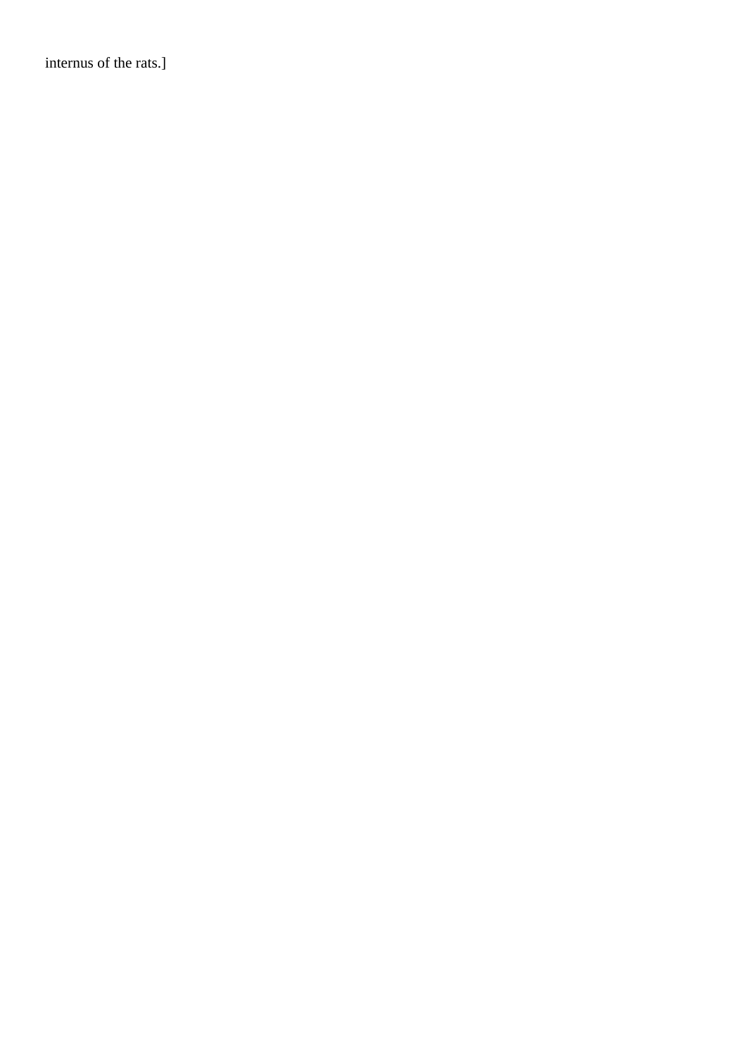internus of the rats.]